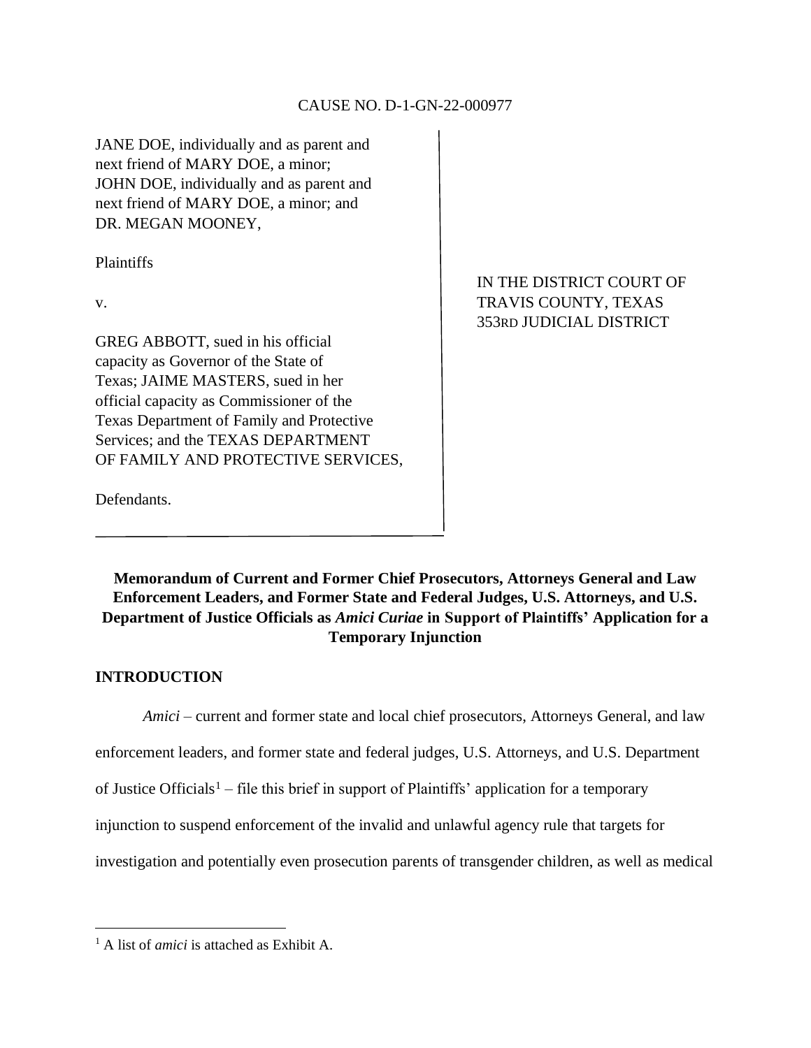CAUSE NO. D-1-GN-22-000977

| | |
|---|---|
| JANE DOE, individually and as parent and next friend of MARY DOE, a minor; JOHN DOE, individually and as parent and next friend of MARY DOE, a minor; and DR. MEGAN MOONEY,<br><br>Plaintiffs<br><br>v.<br><br>GREG ABBOTT, sued in his official capacity as Governor of the State of Texas; JAIME MASTERS, sued in her official capacity as Commissioner of the Texas Department of Family and Protective Services; and the TEXAS DEPARTMENT OF FAMILY AND PROTECTIVE SERVICES,<br><br>Defendants. | IN THE DISTRICT COURT OF TRAVIS COUNTY, TEXAS 353RD JUDICIAL DISTRICT |

**Memorandum of Current and Former Chief Prosecutors, Attorneys General and Law Enforcement Leaders, and Former State and Federal Judges, U.S. Attorneys, and U.S. Department of Justice Officials as *Amici Curiae* in Support of Plaintiffs' Application for a Temporary Injunction**

## INTRODUCTION

*Amici* – current and former state and local chief prosecutors, Attorneys General, and law enforcement leaders, and former state and federal judges, U.S. Attorneys, and U.S. Department of Justice Officials[1] – file this brief in support of Plaintiffs' application for a temporary injunction to suspend enforcement of the invalid and unlawful agency rule that targets for investigation and potentially even prosecution parents of transgender children, as well as medical

[1] A list of *amici* is attached as Exhibit A.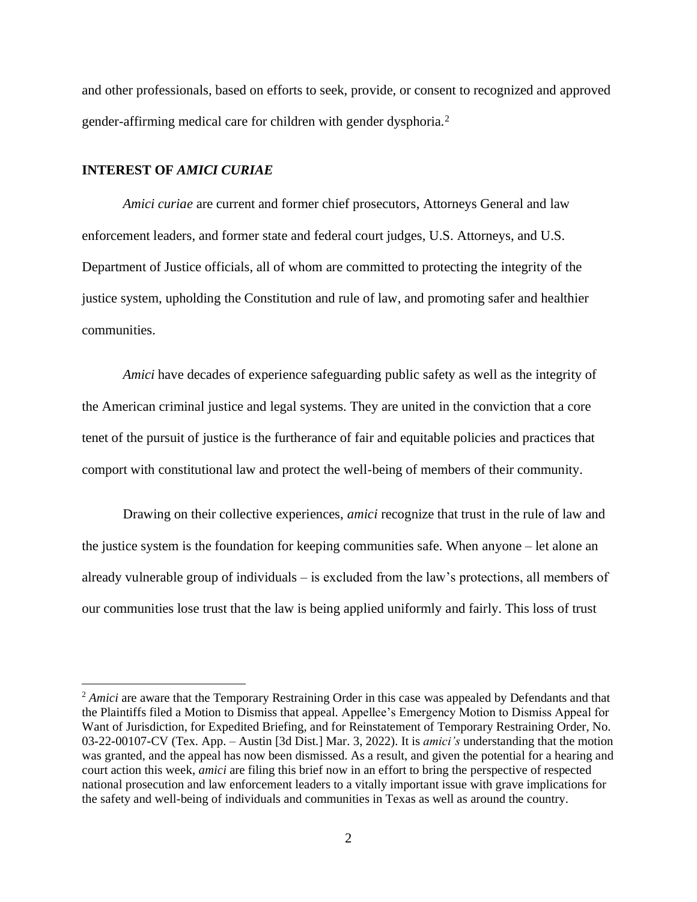and other professionals, based on efforts to seek, provide, or consent to recognized and approved gender-affirming medical care for children with gender dysphoria.[2]

## INTEREST OF *AMICI CURIAE*

*Amici curiae* are current and former chief prosecutors, Attorneys General and law enforcement leaders, and former state and federal court judges, U.S. Attorneys, and U.S. Department of Justice officials, all of whom are committed to protecting the integrity of the justice system, upholding the Constitution and rule of law, and promoting safer and healthier communities.

*Amici* have decades of experience safeguarding public safety as well as the integrity of the American criminal justice and legal systems. They are united in the conviction that a core tenet of the pursuit of justice is the furtherance of fair and equitable policies and practices that comport with constitutional law and protect the well-being of members of their community.

Drawing on their collective experiences, *amici* recognize that trust in the rule of law and the justice system is the foundation for keeping communities safe. When anyone – let alone an already vulnerable group of individuals – is excluded from the law's protections, all members of our communities lose trust that the law is being applied uniformly and fairly. This loss of trust

---

[2] *Amici* are aware that the Temporary Restraining Order in this case was appealed by Defendants and that the Plaintiffs filed a Motion to Dismiss that appeal. Appellee's Emergency Motion to Dismiss Appeal for Want of Jurisdiction, for Expedited Briefing, and for Reinstatement of Temporary Restraining Order, No. 03-22-00107-CV (Tex. App. – Austin [3d Dist.] Mar. 3, 2022). It is *amici's* understanding that the motion was granted, and the appeal has now been dismissed. As a result, and given the potential for a hearing and court action this week, *amici* are filing this brief now in an effort to bring the perspective of respected national prosecution and law enforcement leaders to a vitally important issue with grave implications for the safety and well-being of individuals and communities in Texas as well as around the country.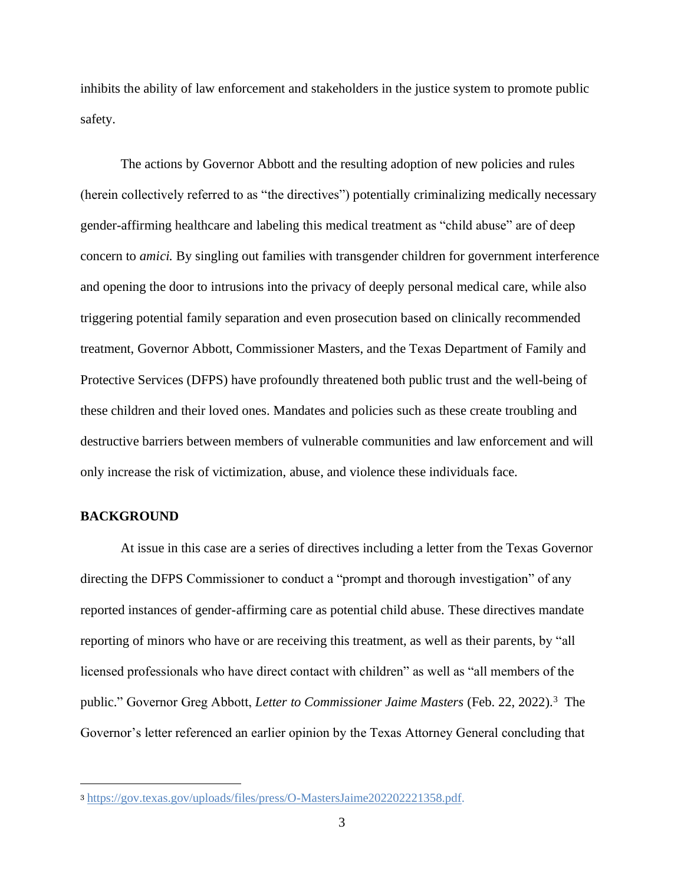inhibits the ability of law enforcement and stakeholders in the justice system to promote public safety.

The actions by Governor Abbott and the resulting adoption of new policies and rules (herein collectively referred to as "the directives") potentially criminalizing medically necessary gender-affirming healthcare and labeling this medical treatment as "child abuse" are of deep concern to *amici.* By singling out families with transgender children for government interference and opening the door to intrusions into the privacy of deeply personal medical care, while also triggering potential family separation and even prosecution based on clinically recommended treatment, Governor Abbott, Commissioner Masters, and the Texas Department of Family and Protective Services (DFPS) have profoundly threatened both public trust and the well-being of these children and their loved ones. Mandates and policies such as these create troubling and destructive barriers between members of vulnerable communities and law enforcement and will only increase the risk of victimization, abuse, and violence these individuals face.

**BACKGROUND**

At issue in this case are a series of directives including a letter from the Texas Governor directing the DFPS Commissioner to conduct a "prompt and thorough investigation" of any reported instances of gender-affirming care as potential child abuse. These directives mandate reporting of minors who have or are receiving this treatment, as well as their parents, by "all licensed professionals who have direct contact with children" as well as "all members of the public." Governor Greg Abbott, *Letter to Commissioner Jaime Masters* (Feb. 22, 2022).[3] The Governor's letter referenced an earlier opinion by the Texas Attorney General concluding that

[3] https://gov.texas.gov/uploads/files/press/O-MastersJaime202202221358.pdf.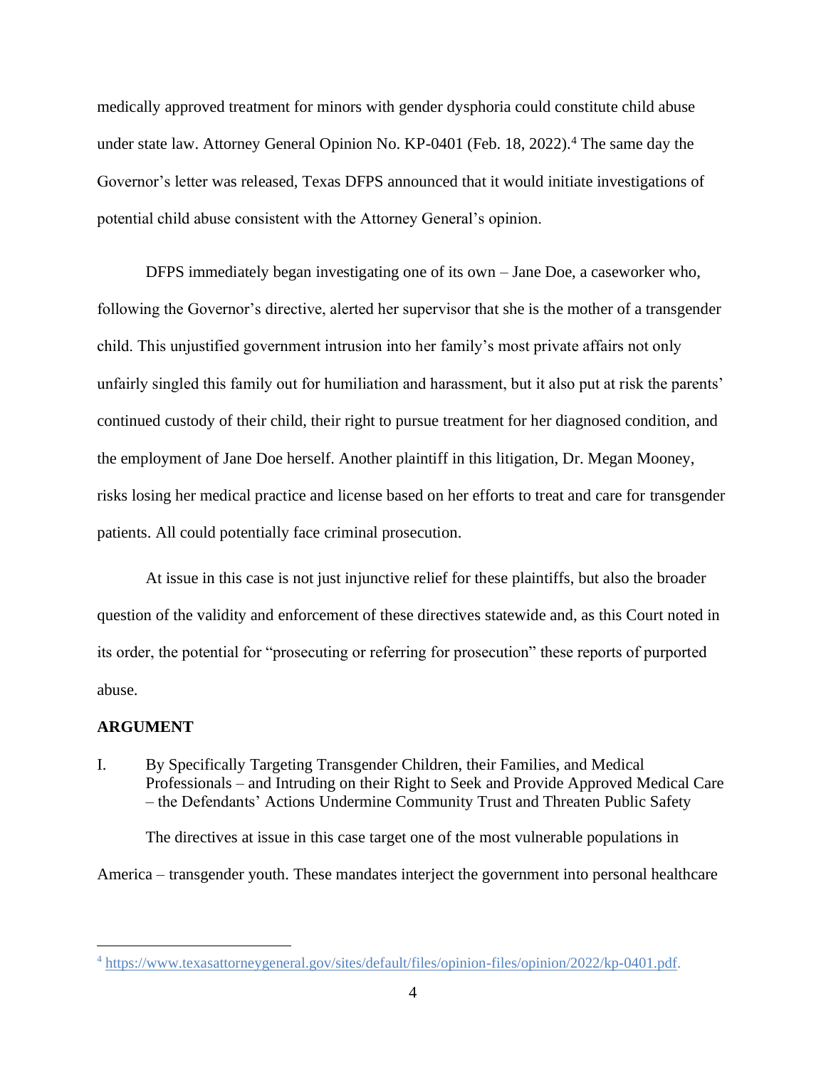medically approved treatment for minors with gender dysphoria could constitute child abuse under state law. Attorney General Opinion No. KP-0401 (Feb. 18, 2022).[4] The same day the Governor's letter was released, Texas DFPS announced that it would initiate investigations of potential child abuse consistent with the Attorney General's opinion.

DFPS immediately began investigating one of its own – Jane Doe, a caseworker who, following the Governor's directive, alerted her supervisor that she is the mother of a transgender child. This unjustified government intrusion into her family's most private affairs not only unfairly singled this family out for humiliation and harassment, but it also put at risk the parents' continued custody of their child, their right to pursue treatment for her diagnosed condition, and the employment of Jane Doe herself. Another plaintiff in this litigation, Dr. Megan Mooney, risks losing her medical practice and license based on her efforts to treat and care for transgender patients. All could potentially face criminal prosecution.

At issue in this case is not just injunctive relief for these plaintiffs, but also the broader question of the validity and enforcement of these directives statewide and, as this Court noted in its order, the potential for "prosecuting or referring for prosecution" these reports of purported abuse.

## ARGUMENT

### I. By Specifically Targeting Transgender Children, their Families, and Medical Professionals – and Intruding on their Right to Seek and Provide Approved Medical Care – the Defendants' Actions Undermine Community Trust and Threaten Public Safety

The directives at issue in this case target one of the most vulnerable populations in America – transgender youth. These mandates interject the government into personal healthcare

---

[4] https://www.texasattorneygeneral.gov/sites/default/files/opinion-files/opinion/2022/kp-0401.pdf.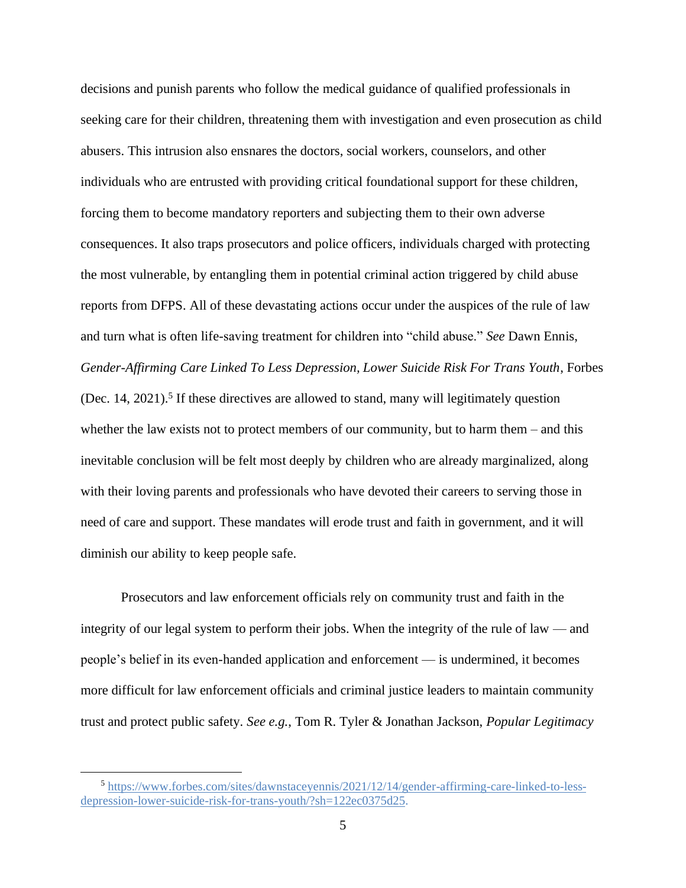decisions and punish parents who follow the medical guidance of qualified professionals in seeking care for their children, threatening them with investigation and even prosecution as child abusers. This intrusion also ensnares the doctors, social workers, counselors, and other individuals who are entrusted with providing critical foundational support for these children, forcing them to become mandatory reporters and subjecting them to their own adverse consequences. It also traps prosecutors and police officers, individuals charged with protecting the most vulnerable, by entangling them in potential criminal action triggered by child abuse reports from DFPS. All of these devastating actions occur under the auspices of the rule of law and turn what is often life-saving treatment for children into "child abuse." *See* Dawn Ennis, *Gender-Affirming Care Linked To Less Depression, Lower Suicide Risk For Trans Youth*, Forbes (Dec. 14, 2021).[5] If these directives are allowed to stand, many will legitimately question whether the law exists not to protect members of our community, but to harm them – and this inevitable conclusion will be felt most deeply by children who are already marginalized, along with their loving parents and professionals who have devoted their careers to serving those in need of care and support. These mandates will erode trust and faith in government, and it will diminish our ability to keep people safe.

Prosecutors and law enforcement officials rely on community trust and faith in the integrity of our legal system to perform their jobs. When the integrity of the rule of law — and people's belief in its even-handed application and enforcement — is undermined, it becomes more difficult for law enforcement officials and criminal justice leaders to maintain community trust and protect public safety. *See e.g.*, Tom R. Tyler & Jonathan Jackson, *Popular Legitimacy*

---

[5] https://www.forbes.com/sites/dawnstaceyennis/2021/12/14/gender-affirming-care-linked-to-less-depression-lower-suicide-risk-for-trans-youth/?sh=122ec0375d25.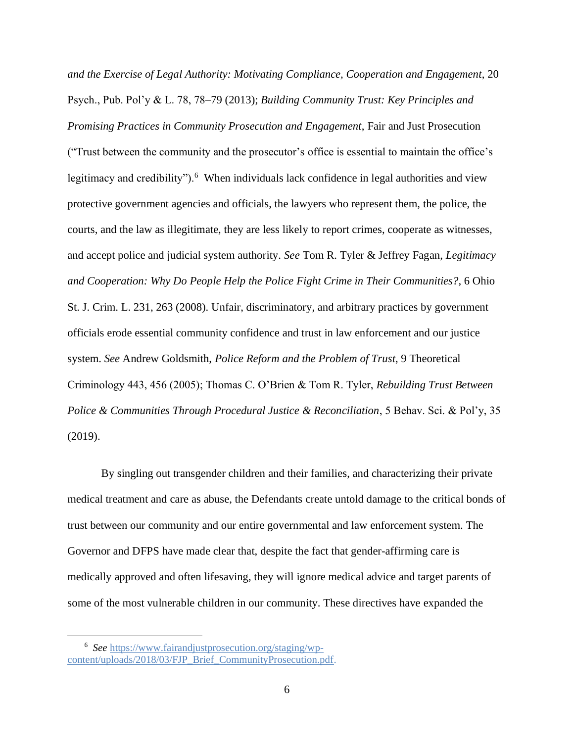*and the Exercise of Legal Authority: Motivating Compliance, Cooperation and Engagement*, 20 Psych., Pub. Pol'y & L. 78, 78–79 (2013); *Building Community Trust: Key Principles and Promising Practices in Community Prosecution and Engagement*, Fair and Just Prosecution ("Trust between the community and the prosecutor's office is essential to maintain the office's legitimacy and credibility").[6] When individuals lack confidence in legal authorities and view protective government agencies and officials, the lawyers who represent them, the police, the courts, and the law as illegitimate, they are less likely to report crimes, cooperate as witnesses, and accept police and judicial system authority. *See* Tom R. Tyler & Jeffrey Fagan, *Legitimacy and Cooperation: Why Do People Help the Police Fight Crime in Their Communities?*, 6 Ohio St. J. Crim. L. 231, 263 (2008). Unfair, discriminatory, and arbitrary practices by government officials erode essential community confidence and trust in law enforcement and our justice system. *See* Andrew Goldsmith, *Police Reform and the Problem of Trust*, 9 Theoretical Criminology 443, 456 (2005); Thomas C. O'Brien & Tom R. Tyler, *Rebuilding Trust Between Police & Communities Through Procedural Justice & Reconciliation*, 5 Behav. Sci. & Pol'y, 35 (2019).

By singling out transgender children and their families, and characterizing their private medical treatment and care as abuse, the Defendants create untold damage to the critical bonds of trust between our community and our entire governmental and law enforcement system. The Governor and DFPS have made clear that, despite the fact that gender-affirming care is medically approved and often lifesaving, they will ignore medical advice and target parents of some of the most vulnerable children in our community. These directives have expanded the

---

[6] *See* https://www.fairandjustprosecution.org/staging/wp-content/uploads/2018/03/FJP_Brief_CommunityProsecution.pdf.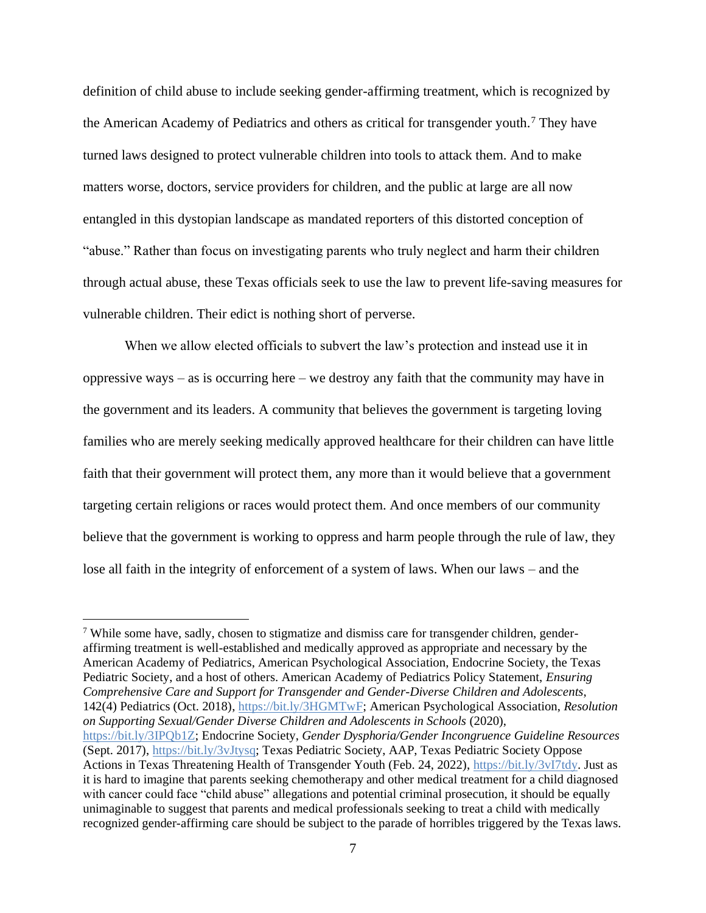definition of child abuse to include seeking gender-affirming treatment, which is recognized by the American Academy of Pediatrics and others as critical for transgender youth.[7] They have turned laws designed to protect vulnerable children into tools to attack them. And to make matters worse, doctors, service providers for children, and the public at large are all now entangled in this dystopian landscape as mandated reporters of this distorted conception of "abuse." Rather than focus on investigating parents who truly neglect and harm their children through actual abuse, these Texas officials seek to use the law to prevent life-saving measures for vulnerable children. Their edict is nothing short of perverse.

When we allow elected officials to subvert the law's protection and instead use it in oppressive ways – as is occurring here – we destroy any faith that the community may have in the government and its leaders. A community that believes the government is targeting loving families who are merely seeking medically approved healthcare for their children can have little faith that their government will protect them, any more than it would believe that a government targeting certain religions or races would protect them. And once members of our community believe that the government is working to oppress and harm people through the rule of law, they lose all faith in the integrity of enforcement of a system of laws. When our laws – and the

[7] While some have, sadly, chosen to stigmatize and dismiss care for transgender children, gender-affirming treatment is well-established and medically approved as appropriate and necessary by the American Academy of Pediatrics, American Psychological Association, Endocrine Society, the Texas Pediatric Society, and a host of others. American Academy of Pediatrics Policy Statement, *Ensuring Comprehensive Care and Support for Transgender and Gender-Diverse Children and Adolescents*, 142(4) Pediatrics (Oct. 2018), https://bit.ly/3HGMTwF; American Psychological Association, *Resolution on Supporting Sexual/Gender Diverse Children and Adolescents in Schools* (2020), https://bit.ly/3IPQb1Z; Endocrine Society, *Gender Dysphoria/Gender Incongruence Guideline Resources* (Sept. 2017), https://bit.ly/3vJtysq; Texas Pediatric Society, AAP, Texas Pediatric Society Oppose Actions in Texas Threatening Health of Transgender Youth (Feb. 24, 2022), https://bit.ly/3vI7tdy. Just as it is hard to imagine that parents seeking chemotherapy and other medical treatment for a child diagnosed with cancer could face "child abuse" allegations and potential criminal prosecution, it should be equally unimaginable to suggest that parents and medical professionals seeking to treat a child with medically recognized gender-affirming care should be subject to the parade of horribles triggered by the Texas laws.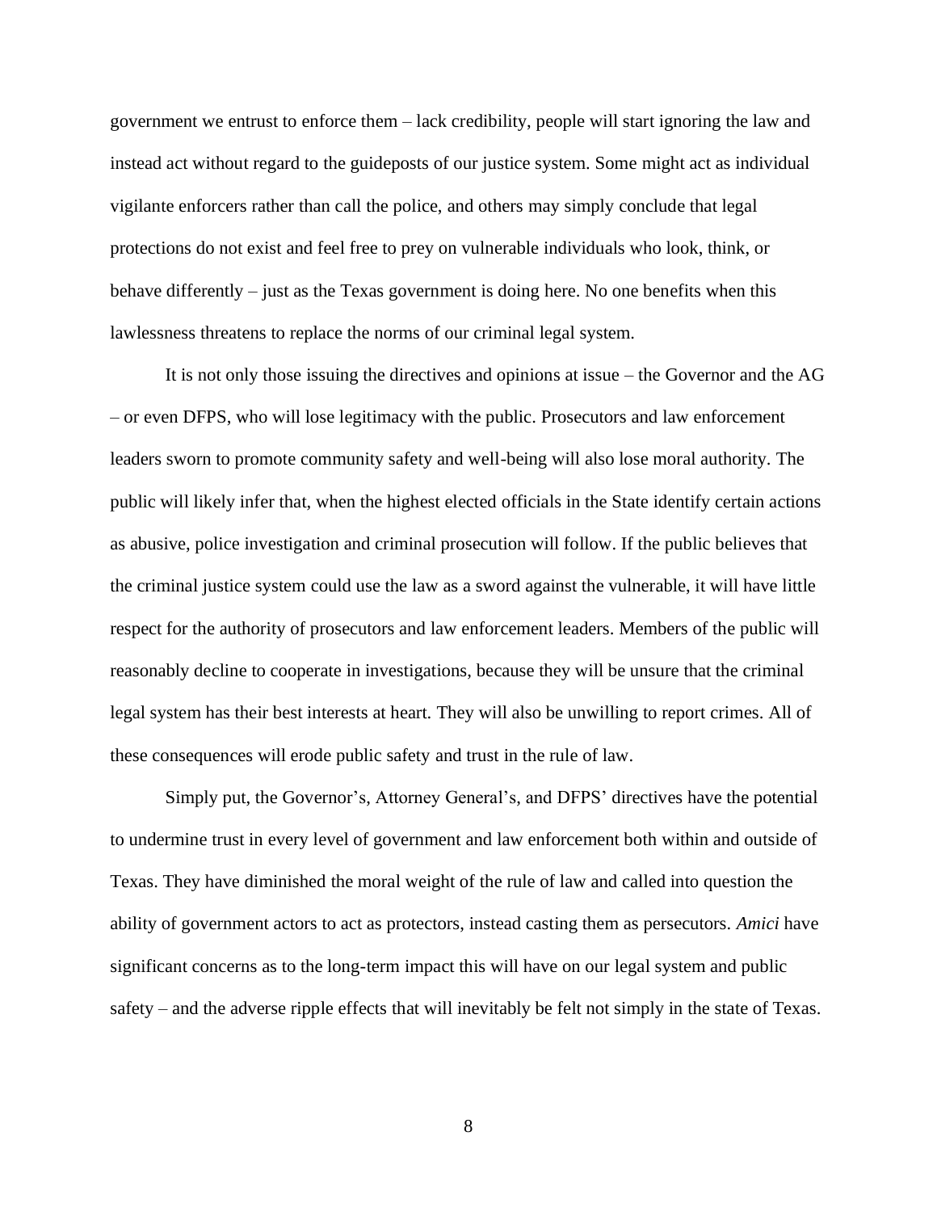government we entrust to enforce them – lack credibility, people will start ignoring the law and instead act without regard to the guideposts of our justice system. Some might act as individual vigilante enforcers rather than call the police, and others may simply conclude that legal protections do not exist and feel free to prey on vulnerable individuals who look, think, or behave differently – just as the Texas government is doing here. No one benefits when this lawlessness threatens to replace the norms of our criminal legal system.

It is not only those issuing the directives and opinions at issue – the Governor and the AG – or even DFPS, who will lose legitimacy with the public. Prosecutors and law enforcement leaders sworn to promote community safety and well-being will also lose moral authority. The public will likely infer that, when the highest elected officials in the State identify certain actions as abusive, police investigation and criminal prosecution will follow. If the public believes that the criminal justice system could use the law as a sword against the vulnerable, it will have little respect for the authority of prosecutors and law enforcement leaders. Members of the public will reasonably decline to cooperate in investigations, because they will be unsure that the criminal legal system has their best interests at heart. They will also be unwilling to report crimes. All of these consequences will erode public safety and trust in the rule of law.

Simply put, the Governor's, Attorney General's, and DFPS' directives have the potential to undermine trust in every level of government and law enforcement both within and outside of Texas. They have diminished the moral weight of the rule of law and called into question the ability of government actors to act as protectors, instead casting them as persecutors. *Amici* have significant concerns as to the long-term impact this will have on our legal system and public safety – and the adverse ripple effects that will inevitably be felt not simply in the state of Texas.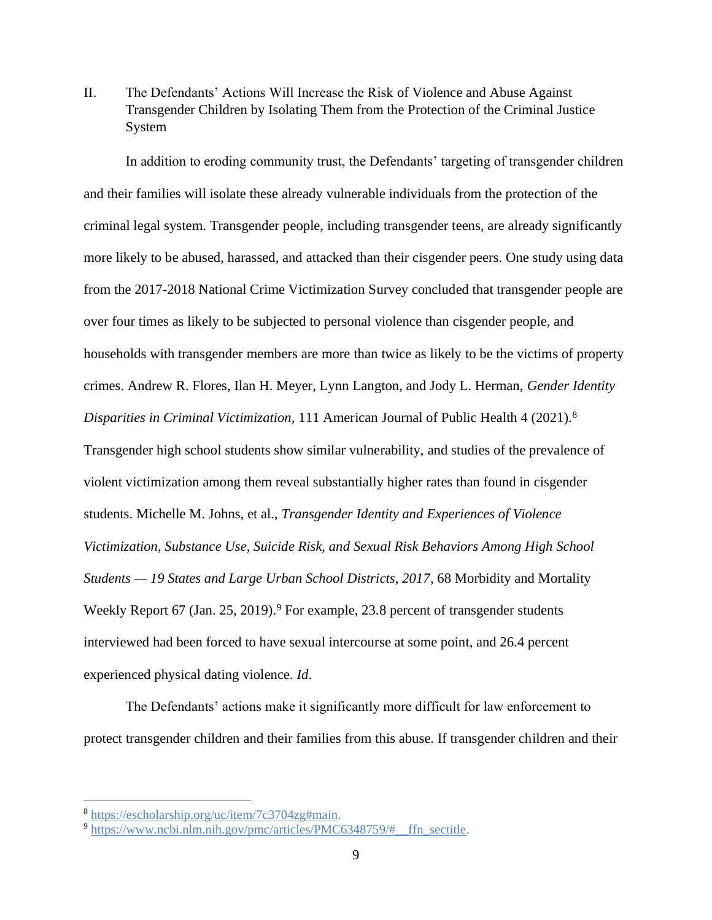## II. The Defendants' Actions Will Increase the Risk of Violence and Abuse Against Transgender Children by Isolating Them from the Protection of the Criminal Justice System

In addition to eroding community trust, the Defendants' targeting of transgender children and their families will isolate these already vulnerable individuals from the protection of the criminal legal system. Transgender people, including transgender teens, are already significantly more likely to be abused, harassed, and attacked than their cisgender peers. One study using data from the 2017-2018 National Crime Victimization Survey concluded that transgender people are over four times as likely to be subjected to personal violence than cisgender people, and households with transgender members are more than twice as likely to be the victims of property crimes. Andrew R. Flores, Ilan H. Meyer, Lynn Langton, and Jody L. Herman, *Gender Identity Disparities in Criminal Victimization*, 111 American Journal of Public Health 4 (2021).[8] Transgender high school students show similar vulnerability, and studies of the prevalence of violent victimization among them reveal substantially higher rates than found in cisgender students. Michelle M. Johns, et al., *Transgender Identity and Experiences of Violence Victimization, Substance Use, Suicide Risk, and Sexual Risk Behaviors Among High School Students — 19 States and Large Urban School Districts, 2017*, 68 Morbidity and Mortality Weekly Report 67 (Jan. 25, 2019).[9] For example, 23.8 percent of transgender students interviewed had been forced to have sexual intercourse at some point, and 26.4 percent experienced physical dating violence. *Id*.

The Defendants' actions make it significantly more difficult for law enforcement to protect transgender children and their families from this abuse. If transgender children and their

---

[8] https://escholarship.org/uc/item/7c3704zg#main.

[9] https://www.ncbi.nlm.nih.gov/pmc/articles/PMC6348759/#__ffn_sectitle.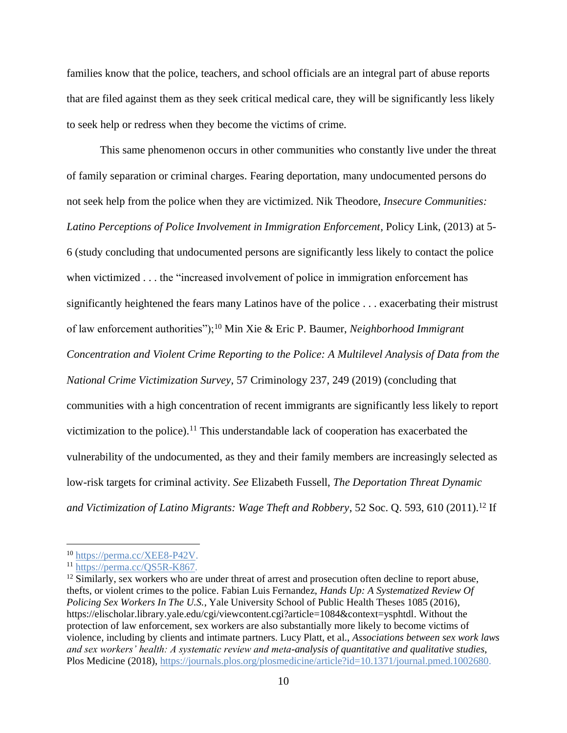families know that the police, teachers, and school officials are an integral part of abuse reports that are filed against them as they seek critical medical care, they will be significantly less likely to seek help or redress when they become the victims of crime.

This same phenomenon occurs in other communities who constantly live under the threat of family separation or criminal charges. Fearing deportation, many undocumented persons do not seek help from the police when they are victimized. Nik Theodore, *Insecure Communities: Latino Perceptions of Police Involvement in Immigration Enforcement*, Policy Link, (2013) at 5-6 (study concluding that undocumented persons are significantly less likely to contact the police when victimized . . . the "increased involvement of police in immigration enforcement has significantly heightened the fears many Latinos have of the police . . . exacerbating their mistrust of law enforcement authorities");[10] Min Xie & Eric P. Baumer, *Neighborhood Immigrant Concentration and Violent Crime Reporting to the Police: A Multilevel Analysis of Data from the National Crime Victimization Survey*, 57 Criminology 237, 249 (2019) (concluding that communities with a high concentration of recent immigrants are significantly less likely to report victimization to the police).[11] This understandable lack of cooperation has exacerbated the vulnerability of the undocumented, as they and their family members are increasingly selected as low-risk targets for criminal activity. *See* Elizabeth Fussell, *The Deportation Threat Dynamic and Victimization of Latino Migrants: Wage Theft and Robbery*, 52 Soc. Q. 593, 610 (2011).[12] If

---

[10] https://perma.cc/XEE8-P42V.

[11] https://perma.cc/QS5R-K867.

[12] Similarly, sex workers who are under threat of arrest and prosecution often decline to report abuse, thefts, or violent crimes to the police. Fabian Luis Fernandez, *Hands Up: A Systematized Review Of Policing Sex Workers In The U.S.*, Yale University School of Public Health Theses 1085 (2016), https://elischolar.library.yale.edu/cgi/viewcontent.cgi?article=1084&context=ysphtdl. Without the protection of law enforcement, sex workers are also substantially more likely to become victims of violence, including by clients and intimate partners. Lucy Platt, et al., *Associations between sex work laws and sex workers' health: A systematic review and meta-analysis of quantitative and qualitative studies*, Plos Medicine (2018), https://journals.plos.org/plosmedicine/article?id=10.1371/journal.pmed.1002680.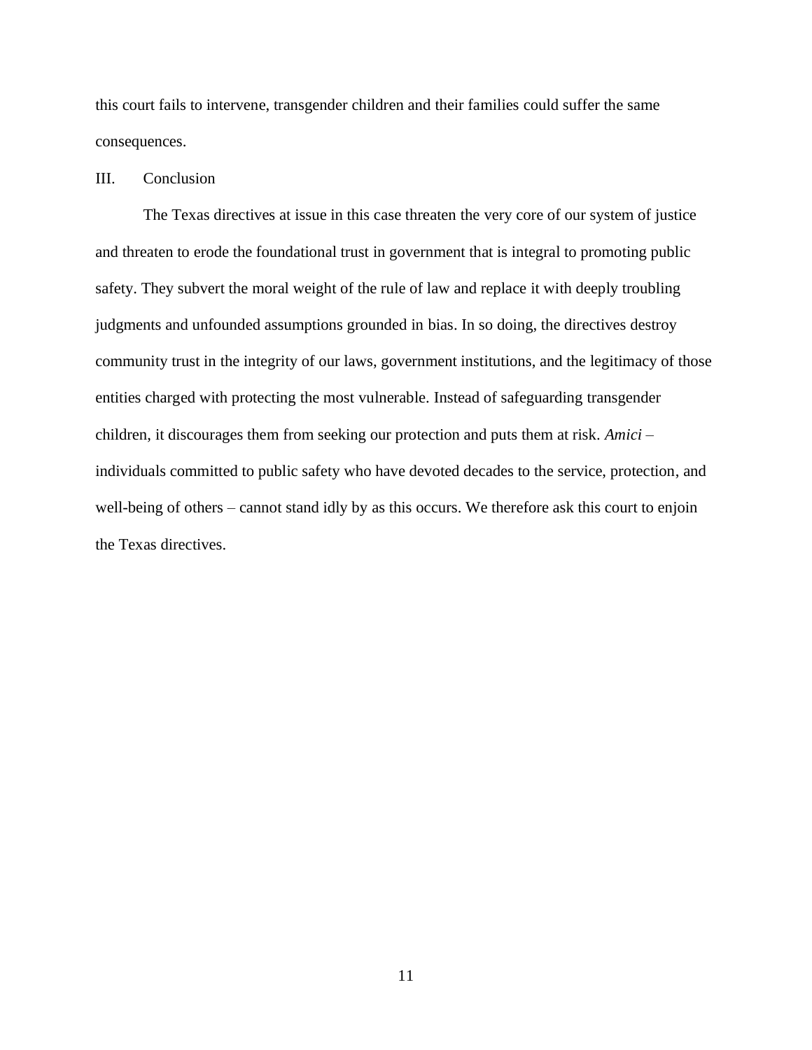this court fails to intervene, transgender children and their families could suffer the same consequences.

## III. Conclusion

The Texas directives at issue in this case threaten the very core of our system of justice and threaten to erode the foundational trust in government that is integral to promoting public safety. They subvert the moral weight of the rule of law and replace it with deeply troubling judgments and unfounded assumptions grounded in bias. In so doing, the directives destroy community trust in the integrity of our laws, government institutions, and the legitimacy of those entities charged with protecting the most vulnerable. Instead of safeguarding transgender children, it discourages them from seeking our protection and puts them at risk. *Amici* – individuals committed to public safety who have devoted decades to the service, protection, and well-being of others – cannot stand idly by as this occurs. We therefore ask this court to enjoin the Texas directives.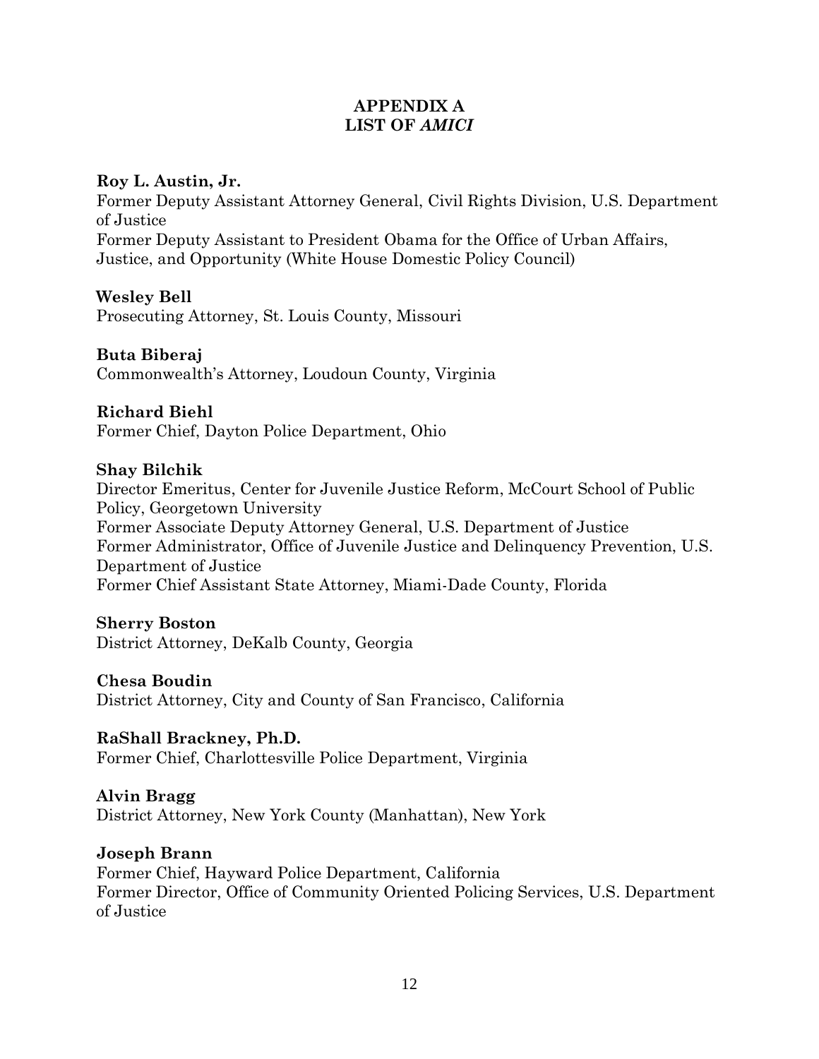# APPENDIX A
## LIST OF *AMICI*

**Roy L. Austin, Jr.**
Former Deputy Assistant Attorney General, Civil Rights Division, U.S. Department of Justice
Former Deputy Assistant to President Obama for the Office of Urban Affairs, Justice, and Opportunity (White House Domestic Policy Council)

**Wesley Bell**
Prosecuting Attorney, St. Louis County, Missouri

**Buta Biberaj**
Commonwealth's Attorney, Loudoun County, Virginia

**Richard Biehl**
Former Chief, Dayton Police Department, Ohio

**Shay Bilchik**
Director Emeritus, Center for Juvenile Justice Reform, McCourt School of Public Policy, Georgetown University
Former Associate Deputy Attorney General, U.S. Department of Justice
Former Administrator, Office of Juvenile Justice and Delinquency Prevention, U.S. Department of Justice
Former Chief Assistant State Attorney, Miami-Dade County, Florida

**Sherry Boston**
District Attorney, DeKalb County, Georgia

**Chesa Boudin**
District Attorney, City and County of San Francisco, California

**RaShall Brackney, Ph.D.**
Former Chief, Charlottesville Police Department, Virginia

**Alvin Bragg**
District Attorney, New York County (Manhattan), New York

**Joseph Brann**
Former Chief, Hayward Police Department, California
Former Director, Office of Community Oriented Policing Services, U.S. Department of Justice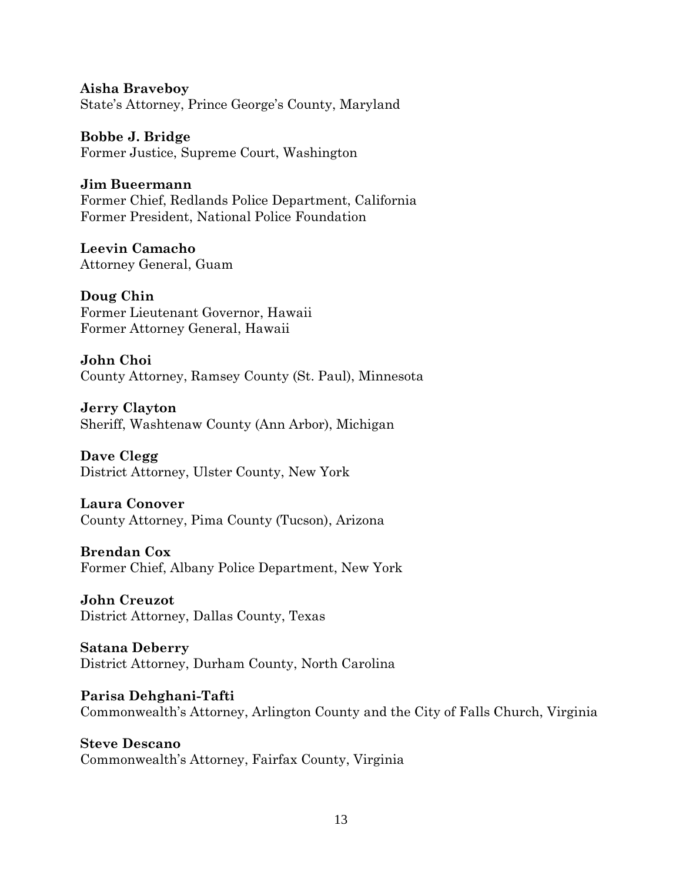**Aisha Braveboy**
State's Attorney, Prince George's County, Maryland

**Bobbe J. Bridge**
Former Justice, Supreme Court, Washington

**Jim Bueermann**
Former Chief, Redlands Police Department, California
Former President, National Police Foundation

**Leevin Camacho**
Attorney General, Guam

**Doug Chin**
Former Lieutenant Governor, Hawaii
Former Attorney General, Hawaii

**John Choi**
County Attorney, Ramsey County (St. Paul), Minnesota

**Jerry Clayton**
Sheriff, Washtenaw County (Ann Arbor), Michigan

**Dave Clegg**
District Attorney, Ulster County, New York

**Laura Conover**
County Attorney, Pima County (Tucson), Arizona

**Brendan Cox**
Former Chief, Albany Police Department, New York

**John Creuzot**
District Attorney, Dallas County, Texas

**Satana Deberry**
District Attorney, Durham County, North Carolina

**Parisa Dehghani-Tafti**
Commonwealth's Attorney, Arlington County and the City of Falls Church, Virginia

**Steve Descano**
Commonwealth's Attorney, Fairfax County, Virginia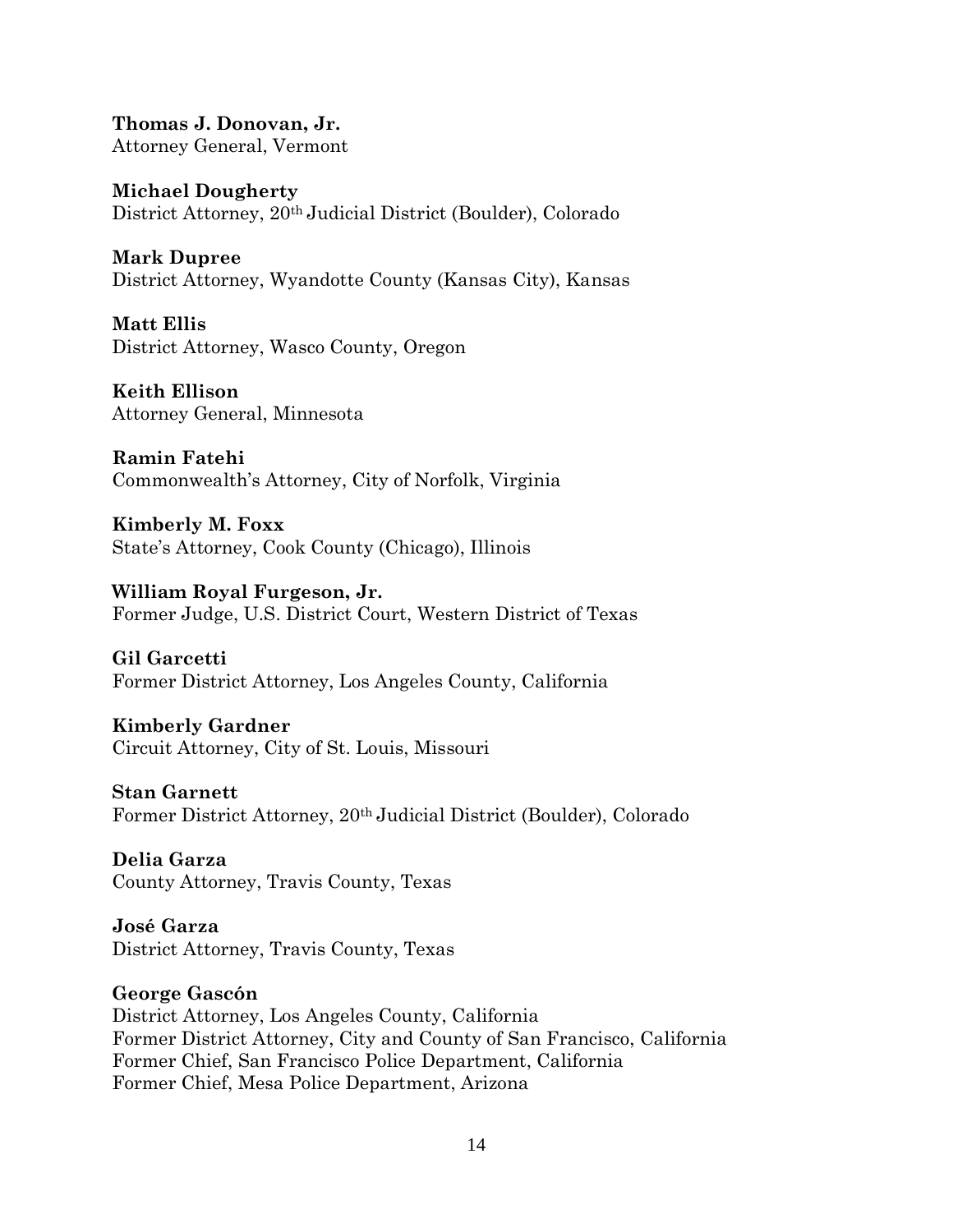**Thomas J. Donovan, Jr.**
Attorney General, Vermont

**Michael Dougherty**
District Attorney, 20th Judicial District (Boulder), Colorado

**Mark Dupree**
District Attorney, Wyandotte County (Kansas City), Kansas

**Matt Ellis**
District Attorney, Wasco County, Oregon

**Keith Ellison**
Attorney General, Minnesota

**Ramin Fatehi**
Commonwealth's Attorney, City of Norfolk, Virginia

**Kimberly M. Foxx**
State's Attorney, Cook County (Chicago), Illinois

**William Royal Furgeson, Jr.**
Former Judge, U.S. District Court, Western District of Texas

**Gil Garcetti**
Former District Attorney, Los Angeles County, California

**Kimberly Gardner**
Circuit Attorney, City of St. Louis, Missouri

**Stan Garnett**
Former District Attorney, 20th Judicial District (Boulder), Colorado

**Delia Garza**
County Attorney, Travis County, Texas

**José Garza**
District Attorney, Travis County, Texas

**George Gascón**
District Attorney, Los Angeles County, California
Former District Attorney, City and County of San Francisco, California
Former Chief, San Francisco Police Department, California
Former Chief, Mesa Police Department, Arizona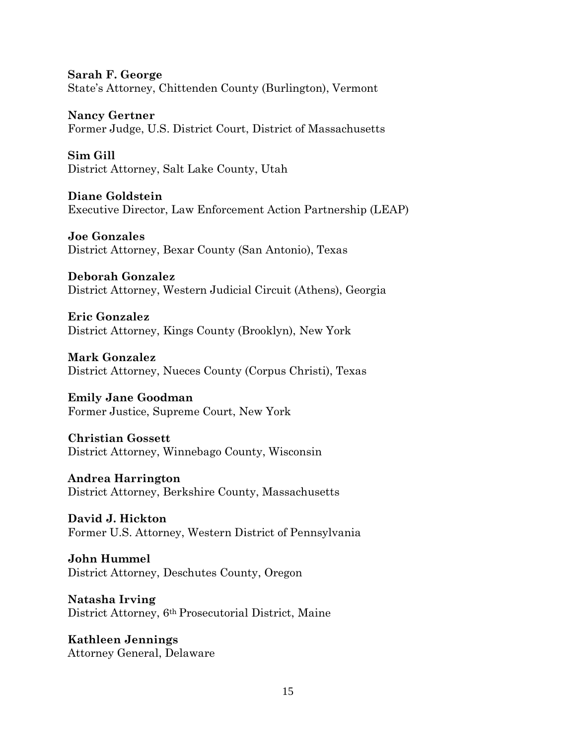**Sarah F. George**
State's Attorney, Chittenden County (Burlington), Vermont

**Nancy Gertner**
Former Judge, U.S. District Court, District of Massachusetts

**Sim Gill**
District Attorney, Salt Lake County, Utah

**Diane Goldstein**
Executive Director, Law Enforcement Action Partnership (LEAP)

**Joe Gonzales**
District Attorney, Bexar County (San Antonio), Texas

**Deborah Gonzalez**
District Attorney, Western Judicial Circuit (Athens), Georgia

**Eric Gonzalez**
District Attorney, Kings County (Brooklyn), New York

**Mark Gonzalez**
District Attorney, Nueces County (Corpus Christi), Texas

**Emily Jane Goodman**
Former Justice, Supreme Court, New York

**Christian Gossett**
District Attorney, Winnebago County, Wisconsin

**Andrea Harrington**
District Attorney, Berkshire County, Massachusetts

**David J. Hickton**
Former U.S. Attorney, Western District of Pennsylvania

**John Hummel**
District Attorney, Deschutes County, Oregon

**Natasha Irving**
District Attorney, 6th Prosecutorial District, Maine

**Kathleen Jennings**
Attorney General, Delaware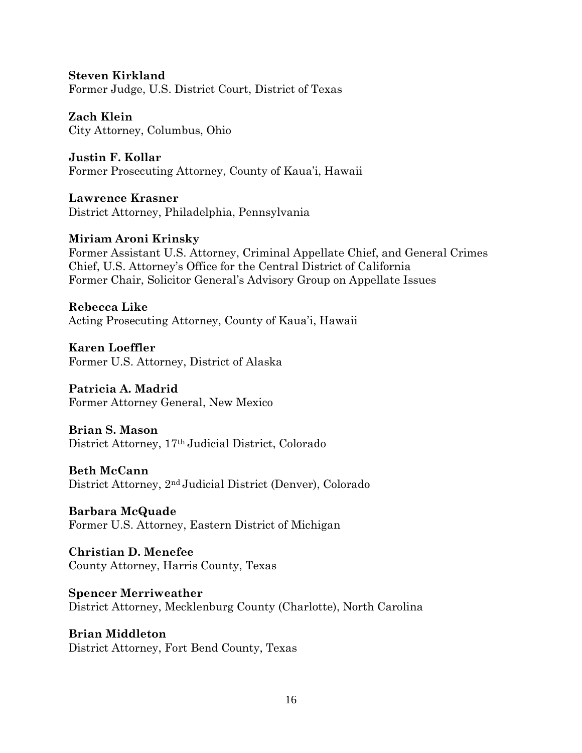**Steven Kirkland**
Former Judge, U.S. District Court, District of Texas

**Zach Klein**
City Attorney, Columbus, Ohio

**Justin F. Kollar**
Former Prosecuting Attorney, County of Kaua'i, Hawaii

**Lawrence Krasner**
District Attorney, Philadelphia, Pennsylvania

**Miriam Aroni Krinsky**
Former Assistant U.S. Attorney, Criminal Appellate Chief, and General Crimes Chief, U.S. Attorney's Office for the Central District of California
Former Chair, Solicitor General's Advisory Group on Appellate Issues

**Rebecca Like**
Acting Prosecuting Attorney, County of Kaua'i, Hawaii

**Karen Loeffler**
Former U.S. Attorney, District of Alaska

**Patricia A. Madrid**
Former Attorney General, New Mexico

**Brian S. Mason**
District Attorney, 17th Judicial District, Colorado

**Beth McCann**
District Attorney, 2nd Judicial District (Denver), Colorado

**Barbara McQuade**
Former U.S. Attorney, Eastern District of Michigan

**Christian D. Menefee**
County Attorney, Harris County, Texas

**Spencer Merriweather**
District Attorney, Mecklenburg County (Charlotte), North Carolina

**Brian Middleton**
District Attorney, Fort Bend County, Texas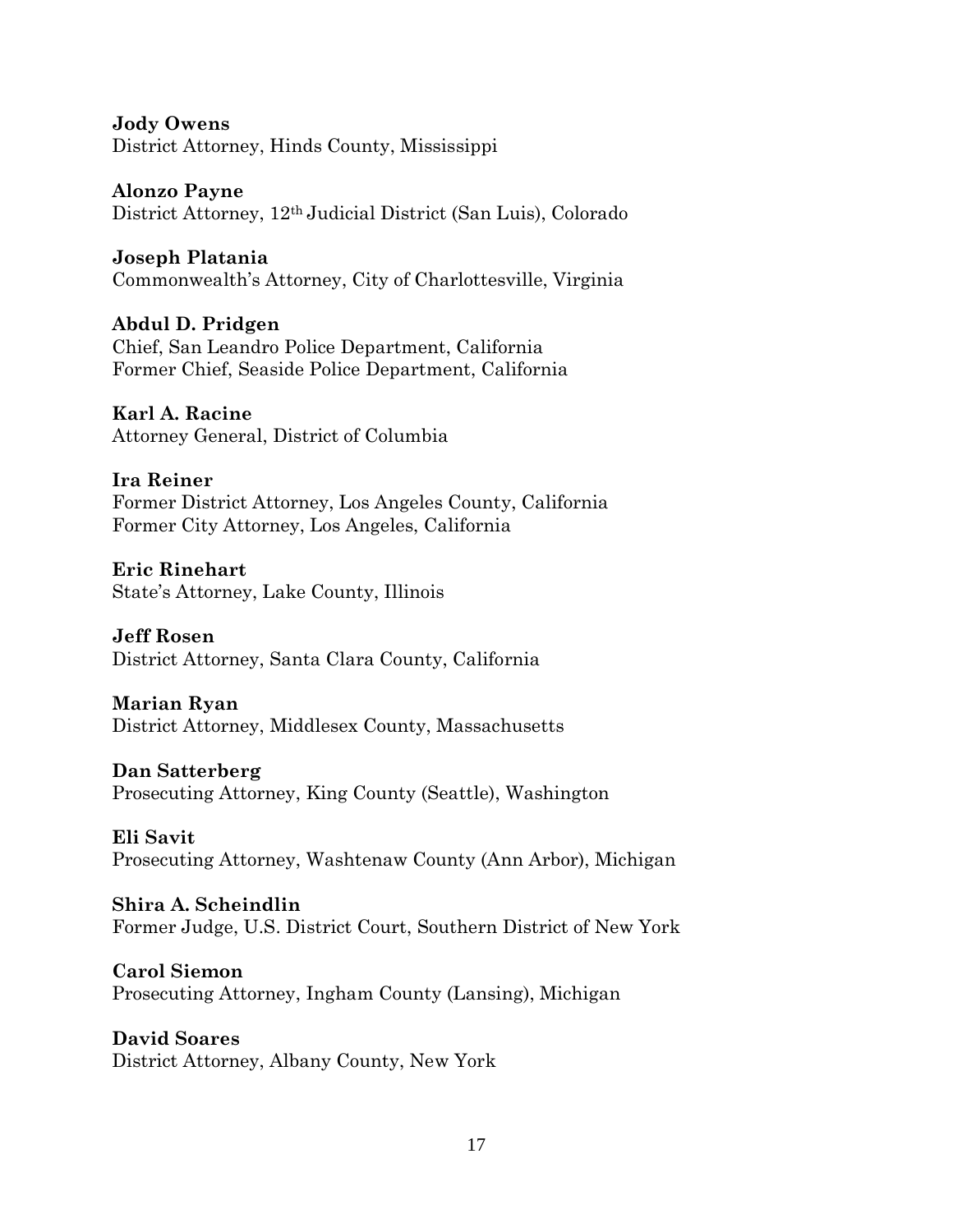**Jody Owens**
District Attorney, Hinds County, Mississippi

**Alonzo Payne**
District Attorney, 12th Judicial District (San Luis), Colorado

**Joseph Platania**
Commonwealth's Attorney, City of Charlottesville, Virginia

**Abdul D. Pridgen**
Chief, San Leandro Police Department, California
Former Chief, Seaside Police Department, California

**Karl A. Racine**
Attorney General, District of Columbia

**Ira Reiner**
Former District Attorney, Los Angeles County, California
Former City Attorney, Los Angeles, California

**Eric Rinehart**
State's Attorney, Lake County, Illinois

**Jeff Rosen**
District Attorney, Santa Clara County, California

**Marian Ryan**
District Attorney, Middlesex County, Massachusetts

**Dan Satterberg**
Prosecuting Attorney, King County (Seattle), Washington

**Eli Savit**
Prosecuting Attorney, Washtenaw County (Ann Arbor), Michigan

**Shira A. Scheindlin**
Former Judge, U.S. District Court, Southern District of New York

**Carol Siemon**
Prosecuting Attorney, Ingham County (Lansing), Michigan

**David Soares**
District Attorney, Albany County, New York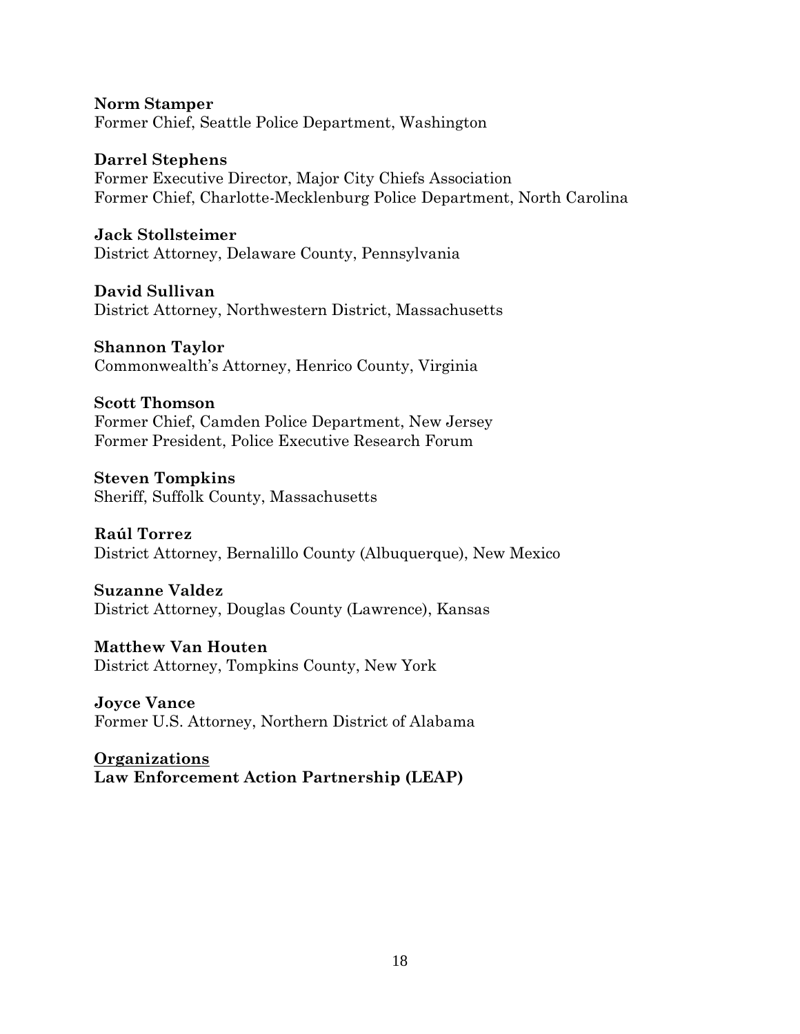**Norm Stamper**
Former Chief, Seattle Police Department, Washington

**Darrel Stephens**
Former Executive Director, Major City Chiefs Association
Former Chief, Charlotte-Mecklenburg Police Department, North Carolina

**Jack Stollsteimer**
District Attorney, Delaware County, Pennsylvania

**David Sullivan**
District Attorney, Northwestern District, Massachusetts

**Shannon Taylor**
Commonwealth's Attorney, Henrico County, Virginia

**Scott Thomson**
Former Chief, Camden Police Department, New Jersey
Former President, Police Executive Research Forum

**Steven Tompkins**
Sheriff, Suffolk County, Massachusetts

**Raúl Torrez**
District Attorney, Bernalillo County (Albuquerque), New Mexico

**Suzanne Valdez**
District Attorney, Douglas County (Lawrence), Kansas

**Matthew Van Houten**
District Attorney, Tompkins County, New York

**Joyce Vance**
Former U.S. Attorney, Northern District of Alabama

<u>**Organizations**</u>
**Law Enforcement Action Partnership (LEAP)**